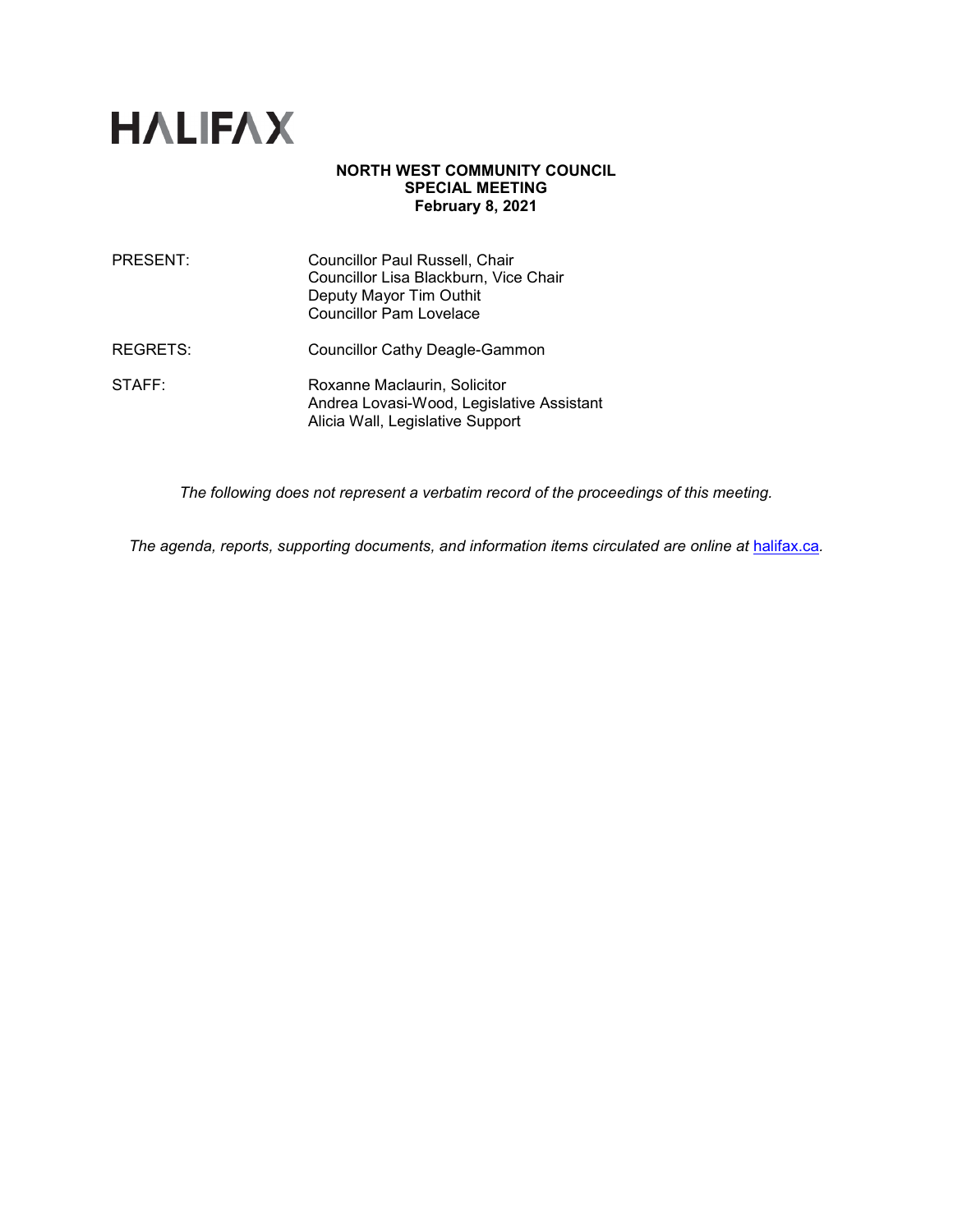# HALIFAX

**NORTH WEST COMMUNITY COUNCIL**
**SPECIAL MEETING**
**February 8, 2021**

PRESENT: Councillor Paul Russell, Chair
Councillor Lisa Blackburn, Vice Chair
Deputy Mayor Tim Outhit
Councillor Pam Lovelace

REGRETS: Councillor Cathy Deagle-Gammon

STAFF: Roxanne Maclaurin, Solicitor
Andrea Lovasi-Wood, Legislative Assistant
Alicia Wall, Legislative Support

*The following does not represent a verbatim record of the proceedings of this meeting.*

*The agenda, reports, supporting documents, and information items circulated are online at* [halifax.ca](halifax.ca).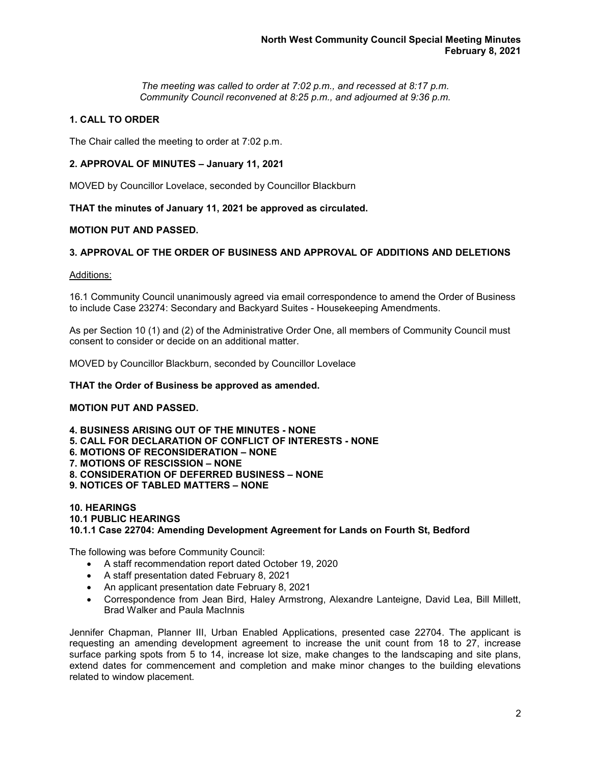*The meeting was called to order at 7:02 p.m., and recessed at 8:17 p.m.*
*Community Council reconvened at 8:25 p.m., and adjourned at 9:36 p.m.*

## 1. CALL TO ORDER

The Chair called the meeting to order at 7:02 p.m.

## 2. APPROVAL OF MINUTES – January 11, 2021

MOVED by Councillor Lovelace, seconded by Councillor Blackburn

**THAT the minutes of January 11, 2021 be approved as circulated.**

**MOTION PUT AND PASSED.**

## 3. APPROVAL OF THE ORDER OF BUSINESS AND APPROVAL OF ADDITIONS AND DELETIONS

Additions:

16.1 Community Council unanimously agreed via email correspondence to amend the Order of Business to include Case 23274: Secondary and Backyard Suites - Housekeeping Amendments.

As per Section 10 (1) and (2) of the Administrative Order One, all members of Community Council must consent to consider or decide on an additional matter.

MOVED by Councillor Blackburn, seconded by Councillor Lovelace

**THAT the Order of Business be approved as amended.**

**MOTION PUT AND PASSED.**

**4. BUSINESS ARISING OUT OF THE MINUTES - NONE**
**5. CALL FOR DECLARATION OF CONFLICT OF INTERESTS - NONE**
**6. MOTIONS OF RECONSIDERATION – NONE**
**7. MOTIONS OF RESCISSION – NONE**
**8. CONSIDERATION OF DEFERRED BUSINESS – NONE**
**9. NOTICES OF TABLED MATTERS – NONE**

## 10. HEARINGS
### 10.1 PUBLIC HEARINGS
### 10.1.1 Case 22704: Amending Development Agreement for Lands on Fourth St, Bedford

The following was before Community Council:

- A staff recommendation report dated October 19, 2020
- A staff presentation dated February 8, 2021
- An applicant presentation date February 8, 2021
- Correspondence from Jean Bird, Haley Armstrong, Alexandre Lanteigne, David Lea, Bill Millett, Brad Walker and Paula MacInnis

Jennifer Chapman, Planner III, Urban Enabled Applications, presented case 22704. The applicant is requesting an amending development agreement to increase the unit count from 18 to 27, increase surface parking spots from 5 to 14, increase lot size, make changes to the landscaping and site plans, extend dates for commencement and completion and make minor changes to the building elevations related to window placement.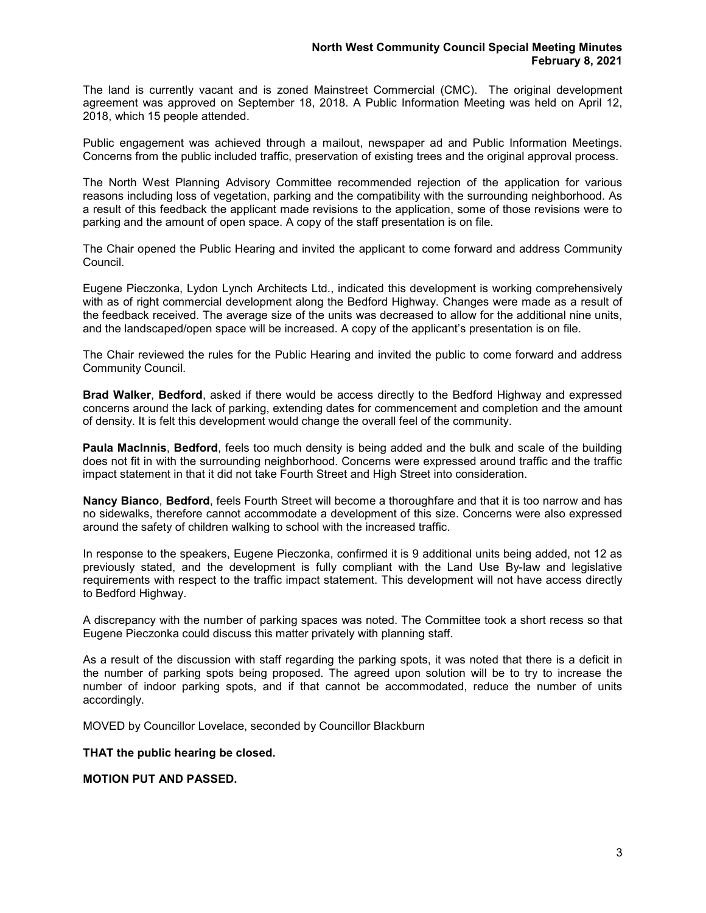The land is currently vacant and is zoned Mainstreet Commercial (CMC). The original development agreement was approved on September 18, 2018. A Public Information Meeting was held on April 12, 2018, which 15 people attended.

Public engagement was achieved through a mailout, newspaper ad and Public Information Meetings. Concerns from the public included traffic, preservation of existing trees and the original approval process.

The North West Planning Advisory Committee recommended rejection of the application for various reasons including loss of vegetation, parking and the compatibility with the surrounding neighborhood. As a result of this feedback the applicant made revisions to the application, some of those revisions were to parking and the amount of open space. A copy of the staff presentation is on file.

The Chair opened the Public Hearing and invited the applicant to come forward and address Community Council.

Eugene Pieczonka, Lydon Lynch Architects Ltd., indicated this development is working comprehensively with as of right commercial development along the Bedford Highway. Changes were made as a result of the feedback received. The average size of the units was decreased to allow for the additional nine units, and the landscaped/open space will be increased. A copy of the applicant's presentation is on file.

The Chair reviewed the rules for the Public Hearing and invited the public to come forward and address Community Council.

**Brad Walker**, **Bedford**, asked if there would be access directly to the Bedford Highway and expressed concerns around the lack of parking, extending dates for commencement and completion and the amount of density. It is felt this development would change the overall feel of the community.

**Paula MacInnis**, **Bedford**, feels too much density is being added and the bulk and scale of the building does not fit in with the surrounding neighborhood. Concerns were expressed around traffic and the traffic impact statement in that it did not take Fourth Street and High Street into consideration.

**Nancy Bianco**, **Bedford**, feels Fourth Street will become a thoroughfare and that it is too narrow and has no sidewalks, therefore cannot accommodate a development of this size. Concerns were also expressed around the safety of children walking to school with the increased traffic.

In response to the speakers, Eugene Pieczonka, confirmed it is 9 additional units being added, not 12 as previously stated, and the development is fully compliant with the Land Use By-law and legislative requirements with respect to the traffic impact statement. This development will not have access directly to Bedford Highway.

A discrepancy with the number of parking spaces was noted. The Committee took a short recess so that Eugene Pieczonka could discuss this matter privately with planning staff.

As a result of the discussion with staff regarding the parking spots, it was noted that there is a deficit in the number of parking spots being proposed. The agreed upon solution will be to try to increase the number of indoor parking spots, and if that cannot be accommodated, reduce the number of units accordingly.

MOVED by Councillor Lovelace, seconded by Councillor Blackburn

**THAT the public hearing be closed.**

**MOTION PUT AND PASSED.**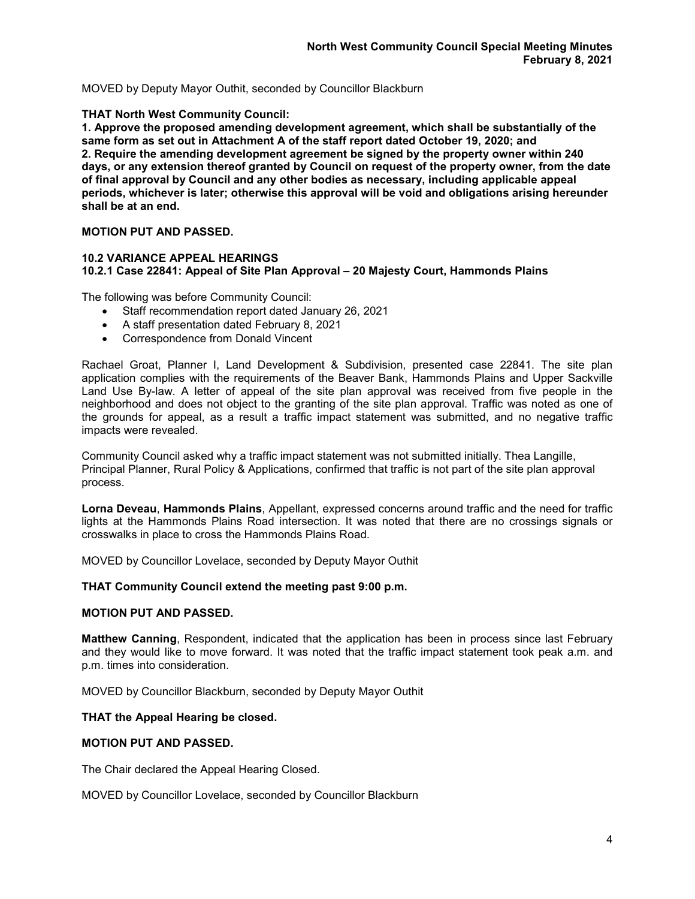MOVED by Deputy Mayor Outhit, seconded by Councillor Blackburn

**THAT North West Community Council:**

**1. Approve the proposed amending development agreement, which shall be substantially of the same form as set out in Attachment A of the staff report dated October 19, 2020; and**

**2. Require the amending development agreement be signed by the property owner within 240 days, or any extension thereof granted by Council on request of the property owner, from the date of final approval by Council and any other bodies as necessary, including applicable appeal periods, whichever is later; otherwise this approval will be void and obligations arising hereunder shall be at an end.**

**MOTION PUT AND PASSED.**

### 10.2 VARIANCE APPEAL HEARINGS

#### 10.2.1 Case 22841: Appeal of Site Plan Approval – 20 Majesty Court, Hammonds Plains

The following was before Community Council:

- Staff recommendation report dated January 26, 2021
- A staff presentation dated February 8, 2021
- Correspondence from Donald Vincent

Rachael Groat, Planner I, Land Development & Subdivision, presented case 22841. The site plan application complies with the requirements of the Beaver Bank, Hammonds Plains and Upper Sackville Land Use By-law. A letter of appeal of the site plan approval was received from five people in the neighborhood and does not object to the granting of the site plan approval. Traffic was noted as one of the grounds for appeal, as a result a traffic impact statement was submitted, and no negative traffic impacts were revealed.

Community Council asked why a traffic impact statement was not submitted initially. Thea Langille, Principal Planner, Rural Policy & Applications, confirmed that traffic is not part of the site plan approval process.

**Lorna Deveau**, **Hammonds Plains**, Appellant, expressed concerns around traffic and the need for traffic lights at the Hammonds Plains Road intersection. It was noted that there are no crossings signals or crosswalks in place to cross the Hammonds Plains Road.

MOVED by Councillor Lovelace, seconded by Deputy Mayor Outhit

**THAT Community Council extend the meeting past 9:00 p.m.**

**MOTION PUT AND PASSED.**

**Matthew Canning**, Respondent, indicated that the application has been in process since last February and they would like to move forward. It was noted that the traffic impact statement took peak a.m. and p.m. times into consideration.

MOVED by Councillor Blackburn, seconded by Deputy Mayor Outhit

**THAT the Appeal Hearing be closed.**

**MOTION PUT AND PASSED.**

The Chair declared the Appeal Hearing Closed.

MOVED by Councillor Lovelace, seconded by Councillor Blackburn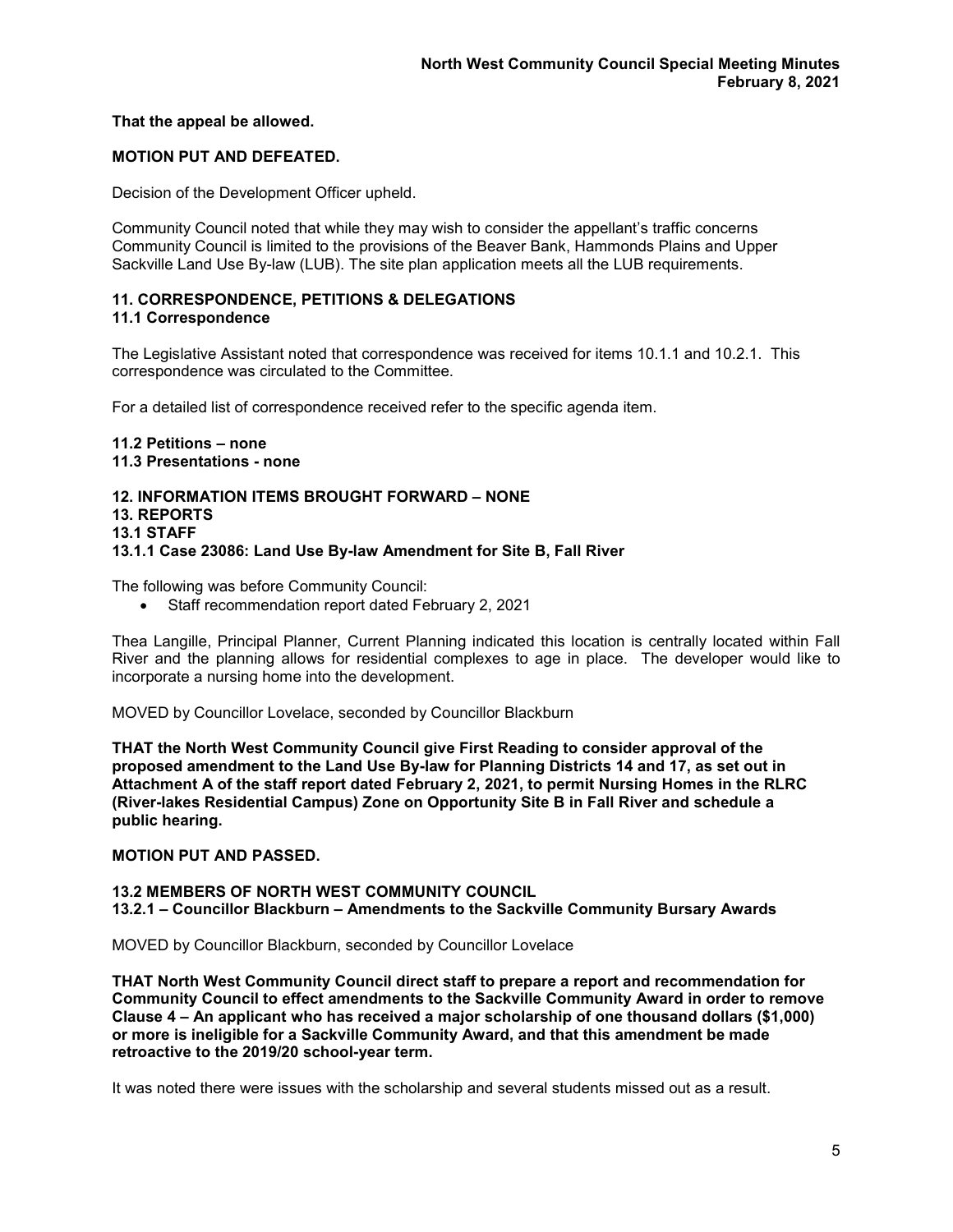**That the appeal be allowed.**

**MOTION PUT AND DEFEATED.**

Decision of the Development Officer upheld.

Community Council noted that while they may wish to consider the appellant's traffic concerns Community Council is limited to the provisions of the Beaver Bank, Hammonds Plains and Upper Sackville Land Use By-law (LUB). The site plan application meets all the LUB requirements.

## 11. CORRESPONDENCE, PETITIONS & DELEGATIONS

### 11.1 Correspondence

The Legislative Assistant noted that correspondence was received for items 10.1.1 and 10.2.1. This correspondence was circulated to the Committee.

For a detailed list of correspondence received refer to the specific agenda item.

### 11.2 Petitions – none

### 11.3 Presentations - none

## 12. INFORMATION ITEMS BROUGHT FORWARD – NONE

## 13. REPORTS

### 13.1 STAFF

#### 13.1.1 Case 23086: Land Use By-law Amendment for Site B, Fall River

The following was before Community Council:

- Staff recommendation report dated February 2, 2021

Thea Langille, Principal Planner, Current Planning indicated this location is centrally located within Fall River and the planning allows for residential complexes to age in place. The developer would like to incorporate a nursing home into the development.

MOVED by Councillor Lovelace, seconded by Councillor Blackburn

**THAT the North West Community Council give First Reading to consider approval of the proposed amendment to the Land Use By-law for Planning Districts 14 and 17, as set out in Attachment A of the staff report dated February 2, 2021, to permit Nursing Homes in the RLRC (River-lakes Residential Campus) Zone on Opportunity Site B in Fall River and schedule a public hearing.**

**MOTION PUT AND PASSED.**

### 13.2 MEMBERS OF NORTH WEST COMMUNITY COUNCIL

#### 13.2.1 – Councillor Blackburn – Amendments to the Sackville Community Bursary Awards

MOVED by Councillor Blackburn, seconded by Councillor Lovelace

**THAT North West Community Council direct staff to prepare a report and recommendation for Community Council to effect amendments to the Sackville Community Award in order to remove Clause 4 – An applicant who has received a major scholarship of one thousand dollars ($1,000) or more is ineligible for a Sackville Community Award, and that this amendment be made retroactive to the 2019/20 school-year term.**

It was noted there were issues with the scholarship and several students missed out as a result.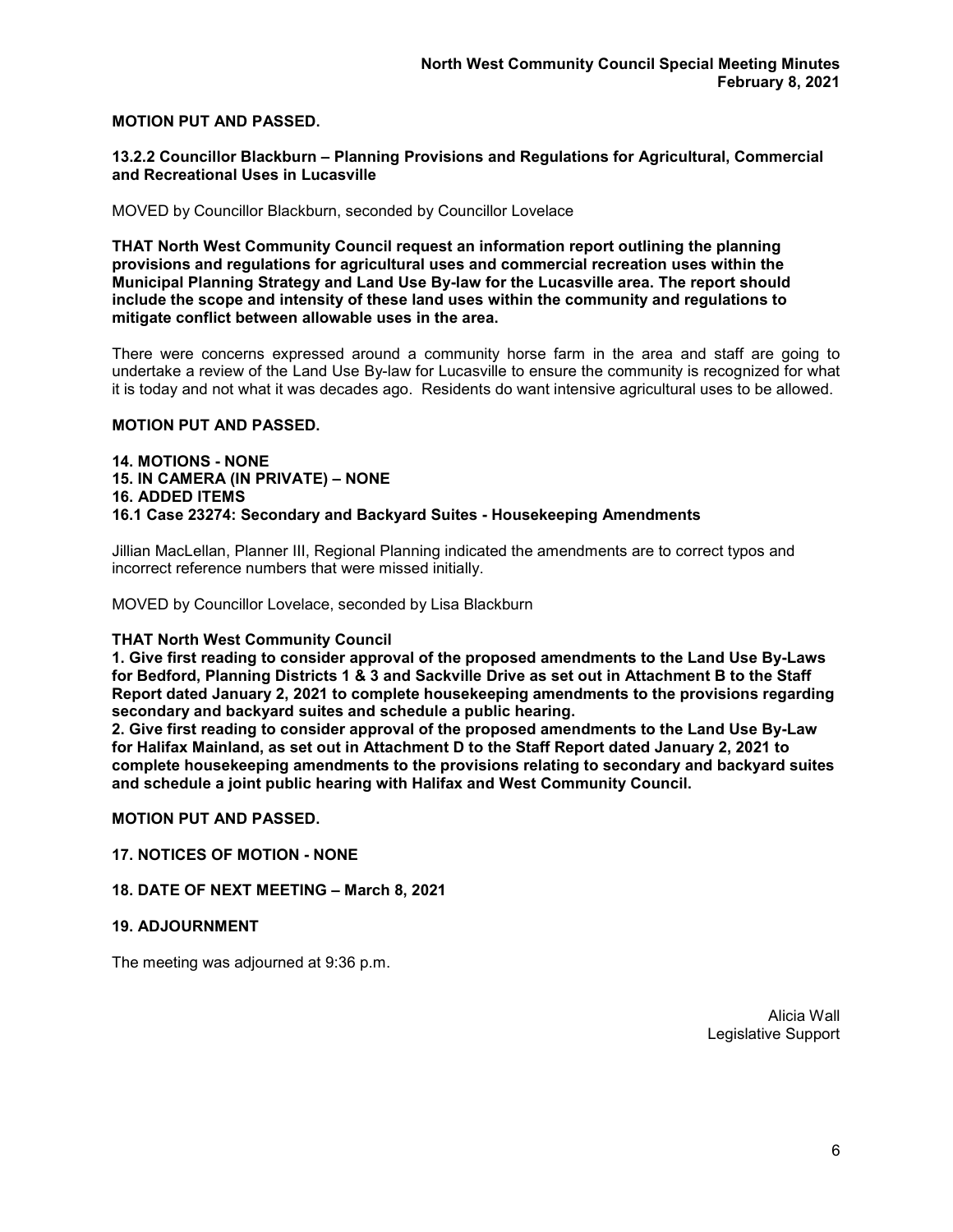**MOTION PUT AND PASSED.**

**13.2.2 Councillor Blackburn – Planning Provisions and Regulations for Agricultural, Commercial and Recreational Uses in Lucasville**

MOVED by Councillor Blackburn, seconded by Councillor Lovelace

**THAT North West Community Council request an information report outlining the planning provisions and regulations for agricultural uses and commercial recreation uses within the Municipal Planning Strategy and Land Use By-law for the Lucasville area. The report should include the scope and intensity of these land uses within the community and regulations to mitigate conflict between allowable uses in the area.**

There were concerns expressed around a community horse farm in the area and staff are going to undertake a review of the Land Use By-law for Lucasville to ensure the community is recognized for what it is today and not what it was decades ago. Residents do want intensive agricultural uses to be allowed.

**MOTION PUT AND PASSED.**

**14. MOTIONS - NONE**
**15. IN CAMERA (IN PRIVATE) – NONE**
**16. ADDED ITEMS**
**16.1 Case 23274: Secondary and Backyard Suites - Housekeeping Amendments**

Jillian MacLellan, Planner III, Regional Planning indicated the amendments are to correct typos and incorrect reference numbers that were missed initially.

MOVED by Councillor Lovelace, seconded by Lisa Blackburn

**THAT North West Community Council**
**1. Give first reading to consider approval of the proposed amendments to the Land Use By-Laws for Bedford, Planning Districts 1 & 3 and Sackville Drive as set out in Attachment B to the Staff Report dated January 2, 2021 to complete housekeeping amendments to the provisions regarding secondary and backyard suites and schedule a public hearing.**
**2. Give first reading to consider approval of the proposed amendments to the Land Use By-Law for Halifax Mainland, as set out in Attachment D to the Staff Report dated January 2, 2021 to complete housekeeping amendments to the provisions relating to secondary and backyard suites and schedule a joint public hearing with Halifax and West Community Council.**

**MOTION PUT AND PASSED.**

**17. NOTICES OF MOTION - NONE**

**18. DATE OF NEXT MEETING – March 8, 2021**

**19. ADJOURNMENT**

The meeting was adjourned at 9:36 p.m.

Alicia Wall
Legislative Support